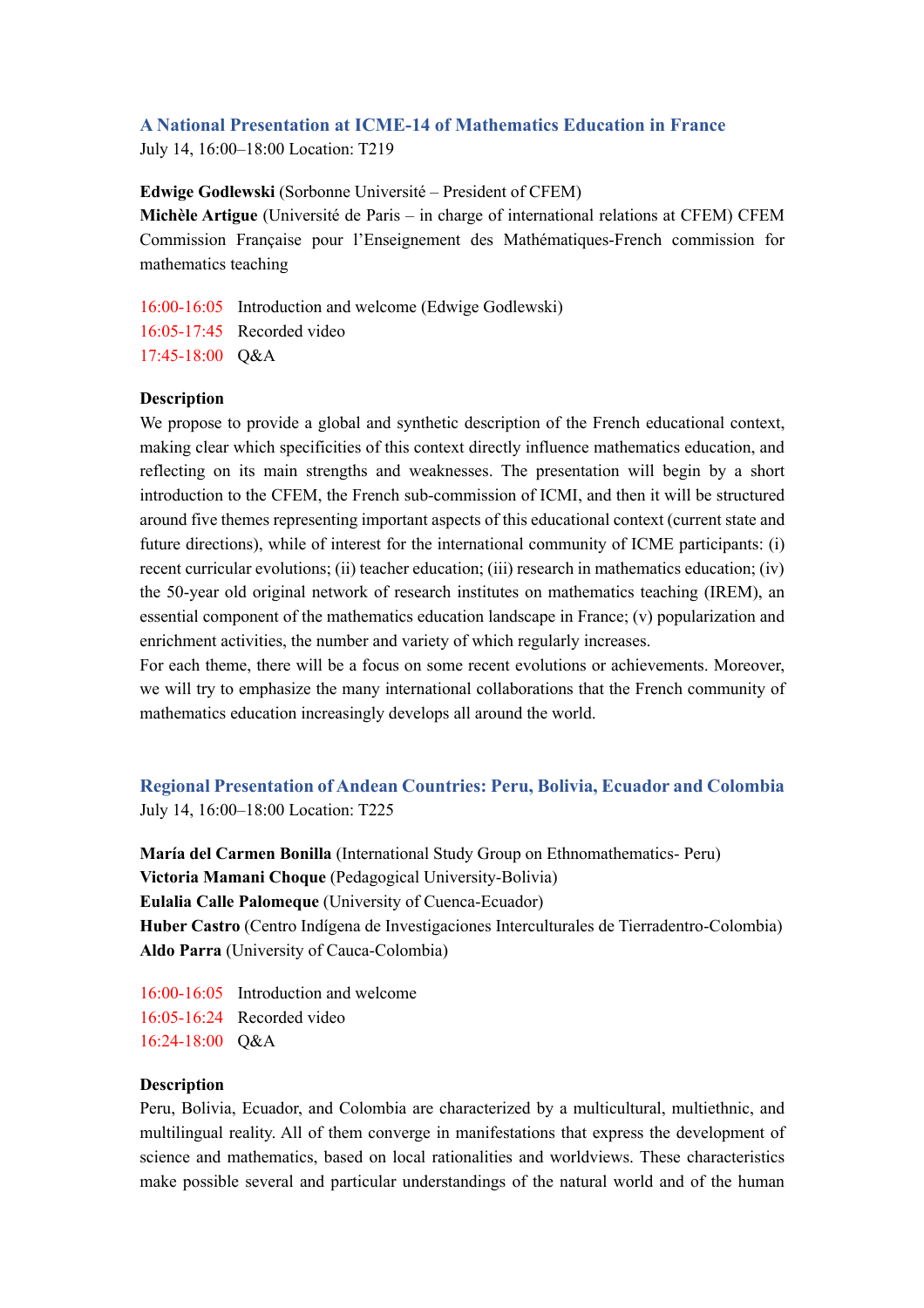## A National Presentation at ICME-14 of Mathematics Education in France

July 14, 16:00–18:00 Location: T219

**Edwige Godlewski** (Sorbonne Université – President of CFEM)
**Michèle Artigue** (Université de Paris – in charge of international relations at CFEM) CFEM Commission Française pour l'Enseignement des Mathématiques-French commission for mathematics teaching

16:00-16:05 Introduction and welcome (Edwige Godlewski)
16:05-17:45 Recorded video
17:45-18:00 Q&A

**Description**

We propose to provide a global and synthetic description of the French educational context, making clear which specificities of this context directly influence mathematics education, and reflecting on its main strengths and weaknesses. The presentation will begin by a short introduction to the CFEM, the French sub-commission of ICMI, and then it will be structured around five themes representing important aspects of this educational context (current state and future directions), while of interest for the international community of ICME participants: (i) recent curricular evolutions; (ii) teacher education; (iii) research in mathematics education; (iv) the 50-year old original network of research institutes on mathematics teaching (IREM), an essential component of the mathematics education landscape in France; (v) popularization and enrichment activities, the number and variety of which regularly increases.
For each theme, there will be a focus on some recent evolutions or achievements. Moreover, we will try to emphasize the many international collaborations that the French community of mathematics education increasingly develops all around the world.

## Regional Presentation of Andean Countries: Peru, Bolivia, Ecuador and Colombia

July 14, 16:00–18:00 Location: T225

**María del Carmen Bonilla** (International Study Group on Ethnomathematics- Peru)
**Victoria Mamani Choque** (Pedagogical University-Bolivia)
**Eulalia Calle Palomeque** (University of Cuenca-Ecuador)
**Huber Castro** (Centro Indígena de Investigaciones Interculturales de Tierradentro-Colombia)
**Aldo Parra** (University of Cauca-Colombia)

16:00-16:05 Introduction and welcome
16:05-16:24 Recorded video
16:24-18:00 Q&A

**Description**

Peru, Bolivia, Ecuador, and Colombia are characterized by a multicultural, multiethnic, and multilingual reality. All of them converge in manifestations that express the development of science and mathematics, based on local rationalities and worldviews. These characteristics make possible several and particular understandings of the natural world and of the human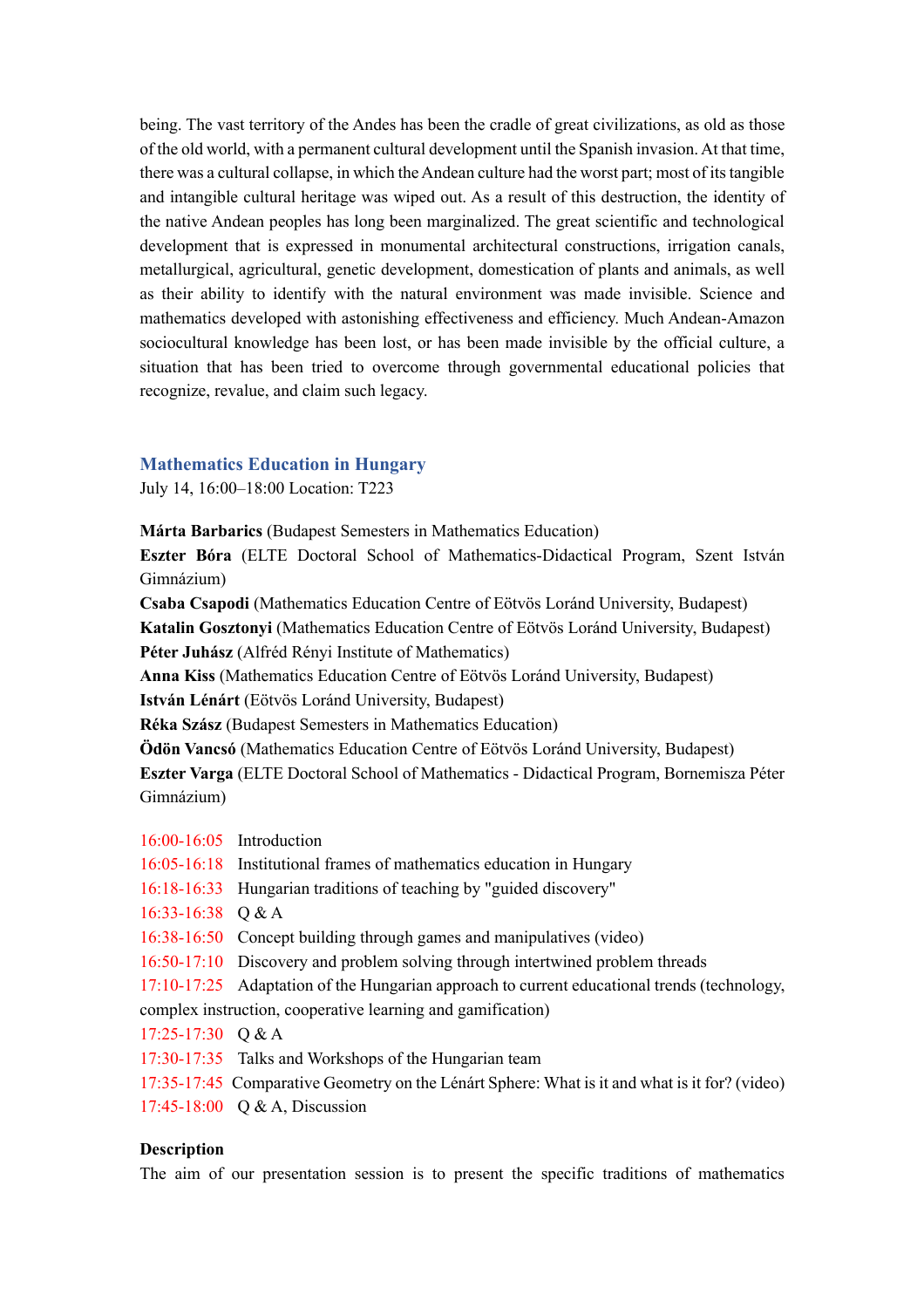being. The vast territory of the Andes has been the cradle of great civilizations, as old as those of the old world, with a permanent cultural development until the Spanish invasion. At that time, there was a cultural collapse, in which the Andean culture had the worst part; most of its tangible and intangible cultural heritage was wiped out. As a result of this destruction, the identity of the native Andean peoples has long been marginalized. The great scientific and technological development that is expressed in monumental architectural constructions, irrigation canals, metallurgical, agricultural, genetic development, domestication of plants and animals, as well as their ability to identify with the natural environment was made invisible. Science and mathematics developed with astonishing effectiveness and efficiency. Much Andean-Amazon sociocultural knowledge has been lost, or has been made invisible by the official culture, a situation that has been tried to overcome through governmental educational policies that recognize, revalue, and claim such legacy.

## Mathematics Education in Hungary

July 14, 16:00–18:00 Location: T223

**Márta Barbarics** (Budapest Semesters in Mathematics Education)
**Eszter Bóra** (ELTE Doctoral School of Mathematics-Didactical Program, Szent István Gimnázium)
**Csaba Csapodi** (Mathematics Education Centre of Eötvös Loránd University, Budapest)
**Katalin Gosztonyi** (Mathematics Education Centre of Eötvös Loránd University, Budapest)
**Péter Juhász** (Alfréd Rényi Institute of Mathematics)
**Anna Kiss** (Mathematics Education Centre of Eötvös Loránd University, Budapest)
**István Lénárt** (Eötvös Loránd University, Budapest)
**Réka Szász** (Budapest Semesters in Mathematics Education)
**Ödön Vancsó** (Mathematics Education Centre of Eötvös Loránd University, Budapest)
**Eszter Varga** (ELTE Doctoral School of Mathematics - Didactical Program, Bornemisza Péter Gimnázium)

16:00-16:05 Introduction
16:05-16:18 Institutional frames of mathematics education in Hungary
16:18-16:33 Hungarian traditions of teaching by "guided discovery"
16:33-16:38 Q & A
16:38-16:50 Concept building through games and manipulatives (video)
16:50-17:10 Discovery and problem solving through intertwined problem threads
17:10-17:25 Adaptation of the Hungarian approach to current educational trends (technology, complex instruction, cooperative learning and gamification)
17:25-17:30 Q & A
17:30-17:35 Talks and Workshops of the Hungarian team
17:35-17:45 Comparative Geometry on the Lénárt Sphere: What is it and what is it for? (video)
17:45-18:00 Q & A, Discussion

**Description**

The aim of our presentation session is to present the specific traditions of mathematics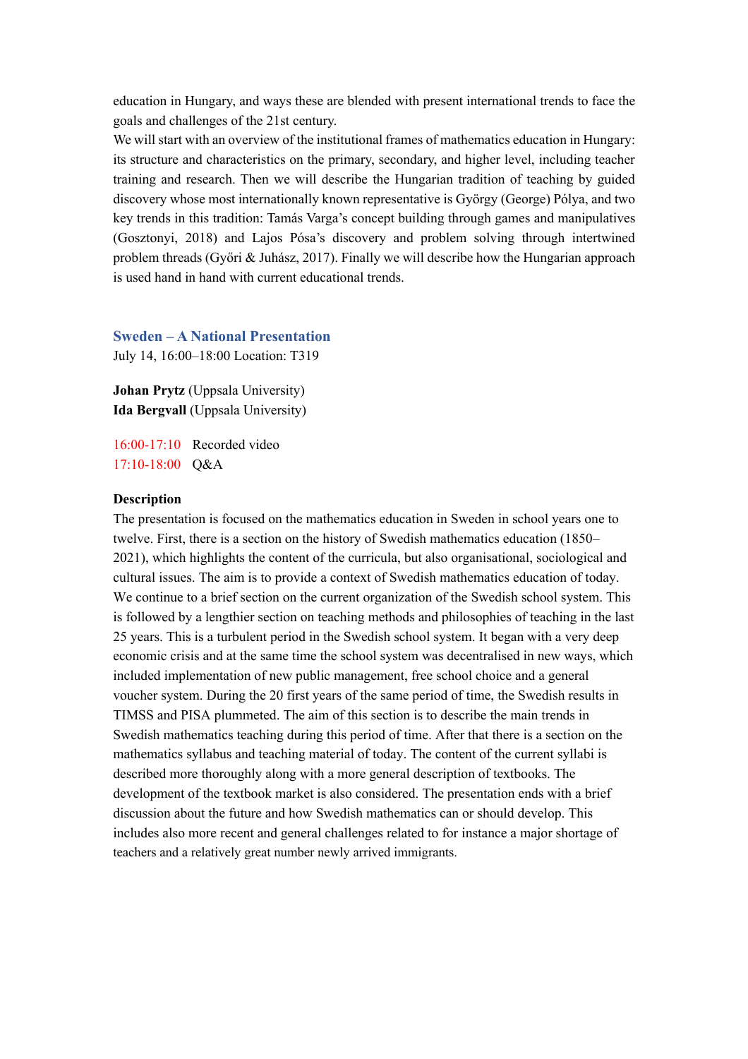education in Hungary, and ways these are blended with present international trends to face the goals and challenges of the 21st century.

We will start with an overview of the institutional frames of mathematics education in Hungary: its structure and characteristics on the primary, secondary, and higher level, including teacher training and research. Then we will describe the Hungarian tradition of teaching by guided discovery whose most internationally known representative is György (George) Pólya, and two key trends in this tradition: Tamás Varga's concept building through games and manipulatives (Gosztonyi, 2018) and Lajos Pósa's discovery and problem solving through intertwined problem threads (Győri & Juhász, 2017). Finally we will describe how the Hungarian approach is used hand in hand with current educational trends.

## Sweden – A National Presentation

July 14, 16:00–18:00 Location: T319

**Johan Prytz** (Uppsala University)
**Ida Bergvall** (Uppsala University)

16:00-17:10 Recorded video
17:10-18:00 Q&A

**Description**

The presentation is focused on the mathematics education in Sweden in school years one to twelve. First, there is a section on the history of Swedish mathematics education (1850–2021), which highlights the content of the curricula, but also organisational, sociological and cultural issues. The aim is to provide a context of Swedish mathematics education of today. We continue to a brief section on the current organization of the Swedish school system. This is followed by a lengthier section on teaching methods and philosophies of teaching in the last 25 years. This is a turbulent period in the Swedish school system. It began with a very deep economic crisis and at the same time the school system was decentralised in new ways, which included implementation of new public management, free school choice and a general voucher system. During the 20 first years of the same period of time, the Swedish results in TIMSS and PISA plummeted. The aim of this section is to describe the main trends in Swedish mathematics teaching during this period of time. After that there is a section on the mathematics syllabus and teaching material of today. The content of the current syllabi is described more thoroughly along with a more general description of textbooks. The development of the textbook market is also considered. The presentation ends with a brief discussion about the future and how Swedish mathematics can or should develop. This includes also more recent and general challenges related to for instance a major shortage of teachers and a relatively great number newly arrived immigrants.